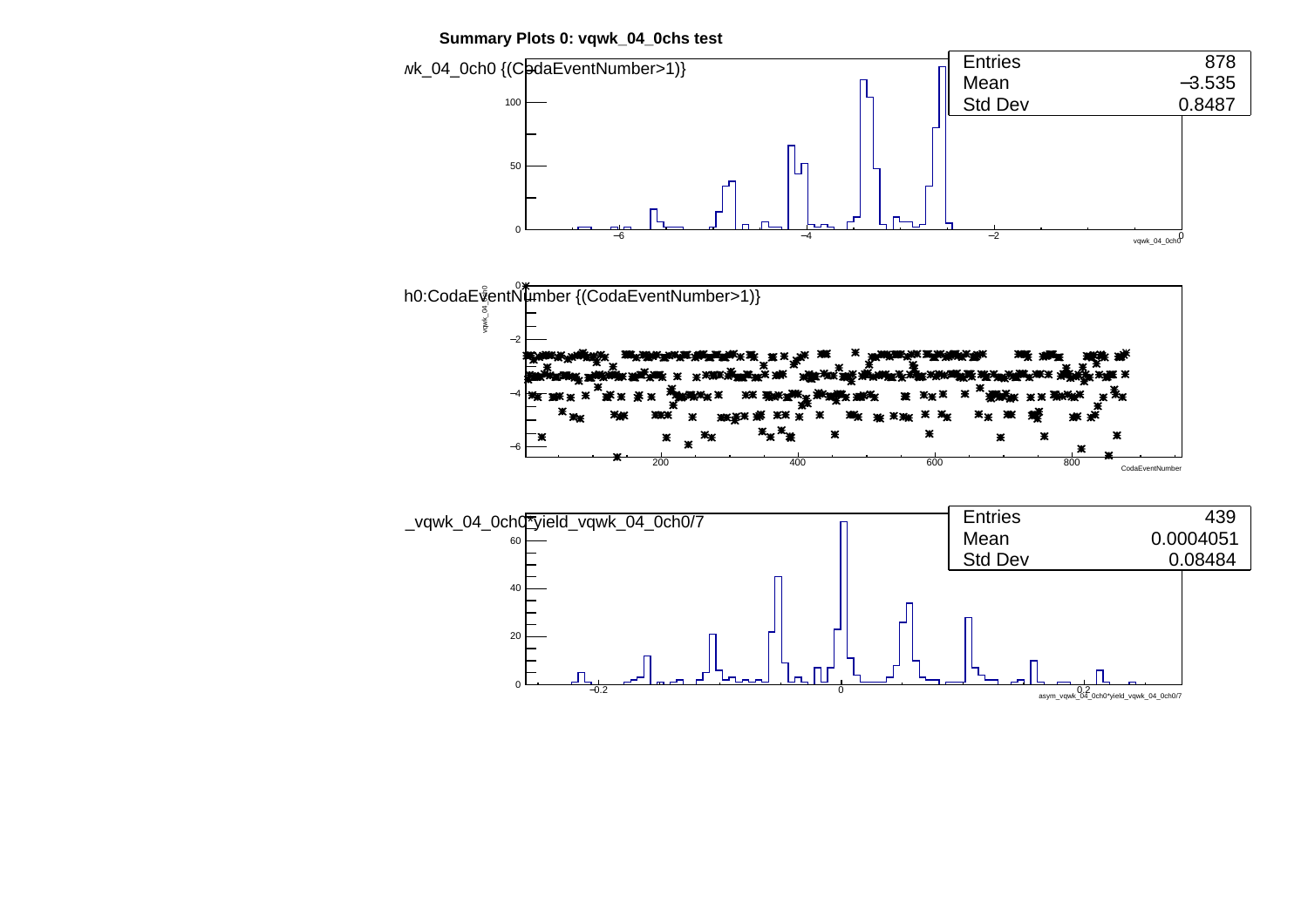**Summary Plots 0: vqwk_04_0chs test**

wk_04_0ch0 {(CodaEventNumber>1)}

| Entries | 878 |
|---|---|
| Mean | −3.535 |
| Std Dev | 0.8487 |

h0:CodaEventNumber {(CodaEventNumber>1)}

_vqwk_04_0ch0*yield_vqwk_04_0ch0/7

| Entries | 439 |
|---|---|
| Mean | 0.0004051 |
| Std Dev | 0.08484 |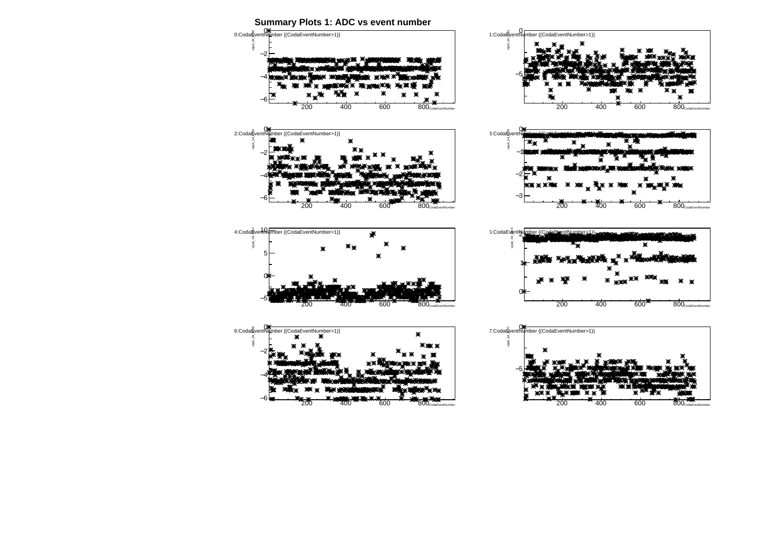# Summary Plots 1: ADC vs event number

0:CodaEventNumber {(CodaEventNumber>1)}

1:CodaEventNumber {(CodaEventNumber>1)}

2:CodaEventNumber {(CodaEventNumber>1)}

3:CodaEventNumber {(CodaEventNumber>1)}

4:CodaEventNumber {(CodaEventNumber>1)}

5:CodaEventNumber {(CodaEventNumber>1)}

6:CodaEventNumber {(CodaEventNumber>1)}

7:CodaEventNumber {(CodaEventNumber>1)}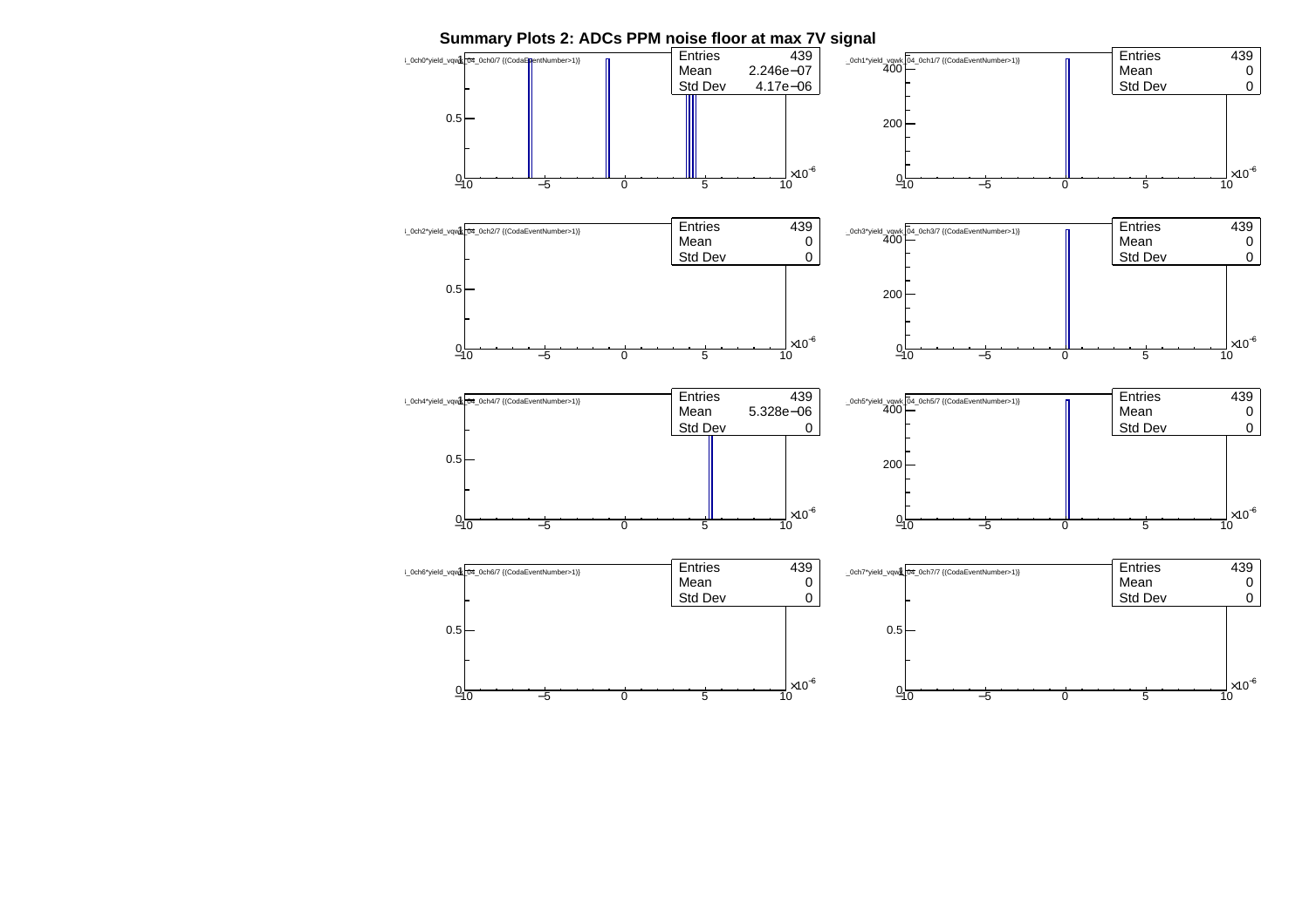**Summary Plots 2: ADCs PPM noise floor at max 7V signal**

| Histogram | Entries | Mean | Std Dev |
|---|---|---|---|
| _0ch0*yield_vqwk_04_0ch0/7 {(CodaEventNumber>1)} | 439 | 2.246e−07 | 4.17e−06 |
| _0ch1*yield_vqwk_04_0ch1/7 {(CodaEventNumber>1)} | 439 | 0 | 0 |
| _0ch2*yield_vqwk_04_0ch2/7 {(CodaEventNumber>1)} | 439 | 0 | 0 |
| _0ch3*yield_vqwk_04_0ch3/7 {(CodaEventNumber>1)} | 439 | 0 | 0 |
| _0ch4*yield_vqwk_04_0ch4/7 {(CodaEventNumber>1)} | 439 | 5.328e−06 | 0 |
| _0ch5*yield_vqwk_04_0ch5/7 {(CodaEventNumber>1)} | 439 | 0 | 0 |
| _0ch6*yield_vqwk_04_0ch6/7 {(CodaEventNumber>1)} | 439 | 0 | 0 |
| _0ch7*yield_vqwk_04_0ch7/7 {(CodaEventNumber>1)} | 439 | 0 | 0 |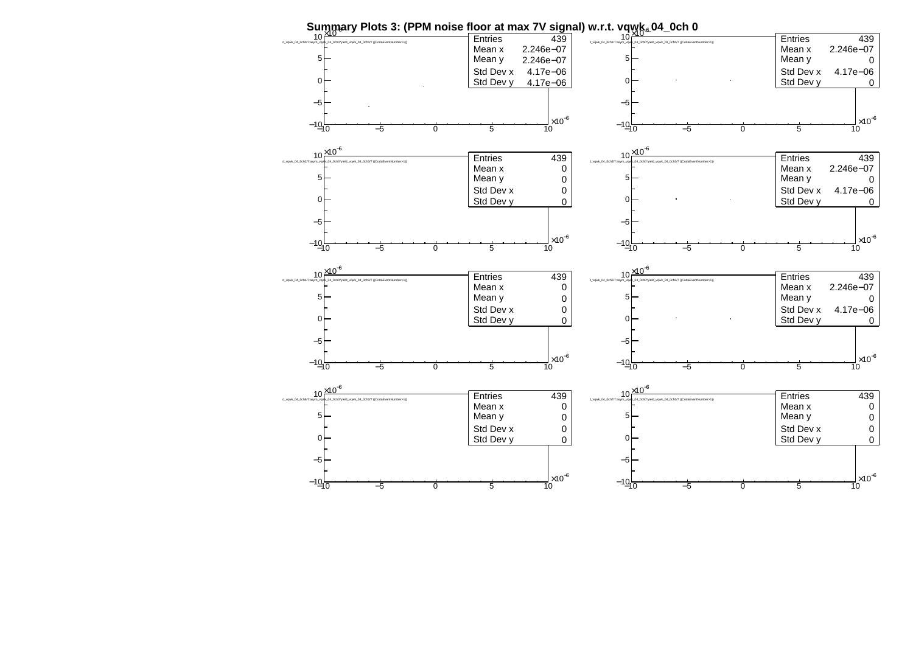# Summary Plots 3: (PPM noise floor at max 7V signal) w.r.t. vqwk_04_0ch 0

d_vqwk_04_0ch0/7:asym_vqwk_04_0ch0*yield_vqwk_04_0ch0/7 {(CodaEventNumber>1)}

Entries 439
Mean x 2.246e−07
Mean y 2.246e−07
Std Dev x 4.17e−06
Std Dev y 4.17e−06

d_vqwk_04_0ch1/7:asym_vqwk_04_0ch0*yield_vqwk_04_0ch0/7 {(CodaEventNumber>1)}

Entries 439
Mean x 2.246e−07
Mean y 0
Std Dev x 4.17e−06
Std Dev y 0

d_vqwk_04_0ch2/7:asym_vqwk_04_0ch0*yield_vqwk_04_0ch0/7 {(CodaEventNumber>1)}

Entries 439
Mean x 0
Mean y 0
Std Dev x 0
Std Dev y 0

d_vqwk_04_0ch3/7:asym_vqwk_04_0ch0*yield_vqwk_04_0ch0/7 {(CodaEventNumber>1)}

Entries 439
Mean x 2.246e−07
Mean y 0
Std Dev x 4.17e−06
Std Dev y 0

d_vqwk_04_0ch4/7:asym_vqwk_04_0ch0*yield_vqwk_04_0ch0/7 {(CodaEventNumber>1)}

Entries 439
Mean x 0
Mean y 0
Std Dev x 0
Std Dev y 0

d_vqwk_04_0ch5/7:asym_vqwk_04_0ch0*yield_vqwk_04_0ch0/7 {(CodaEventNumber>1)}

Entries 439
Mean x 2.246e−07
Mean y 0
Std Dev x 4.17e−06
Std Dev y 0

d_vqwk_04_0ch6/7:asym_vqwk_04_0ch0*yield_vqwk_04_0ch0/7 {(CodaEventNumber>1)}

Entries 439
Mean x 0
Mean y 0
Std Dev x 0
Std Dev y 0

d_vqwk_04_0ch7/7:asym_vqwk_04_0ch0*yield_vqwk_04_0ch0/7 {(CodaEventNumber>1)}

Entries 439
Mean x 0
Mean y 0
Std Dev x 0
Std Dev y 0

Axes (all panels): $\times 10^{-6}$; x: −10, −5, 0, 5, 10; y: −10, −5, 0, 5, 10